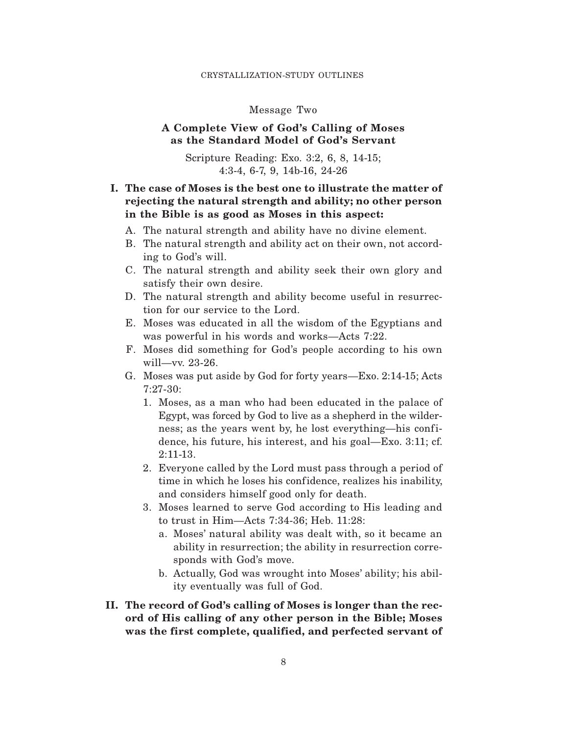Message Two

## A Complete View of God's Calling of Moses as the Standard Model of God's Servant

Scripture Reading: Exo. 3:2, 6, 8, 14-15; 4:3-4, 6-7, 9, 14b-16, 24-26

**I. The case of Moses is the best one to illustrate the matter of rejecting the natural strength and ability; no other person in the Bible is as good as Moses in this aspect:**

A. The natural strength and ability have no divine element.

B. The natural strength and ability act on their own, not according to God's will.

C. The natural strength and ability seek their own glory and satisfy their own desire.

D. The natural strength and ability become useful in resurrection for our service to the Lord.

E. Moses was educated in all the wisdom of the Egyptians and was powerful in his words and works—Acts 7:22.

F. Moses did something for God's people according to his own will—vv. 23-26.

G. Moses was put aside by God for forty years—Exo. 2:14-15; Acts 7:27-30:

1. Moses, as a man who had been educated in the palace of Egypt, was forced by God to live as a shepherd in the wilderness; as the years went by, he lost everything—his confidence, his future, his interest, and his goal—Exo. 3:11; cf. 2:11-13.
2. Everyone called by the Lord must pass through a period of time in which he loses his confidence, realizes his inability, and considers himself good only for death.
3. Moses learned to serve God according to His leading and to trust in Him—Acts 7:34-36; Heb. 11:28:
   a. Moses' natural ability was dealt with, so it became an ability in resurrection; the ability in resurrection corresponds with God's move.
   b. Actually, God was wrought into Moses' ability; his ability eventually was full of God.

**II. The record of God's calling of Moses is longer than the record of His calling of any other person in the Bible; Moses was the first complete, qualified, and perfected servant of**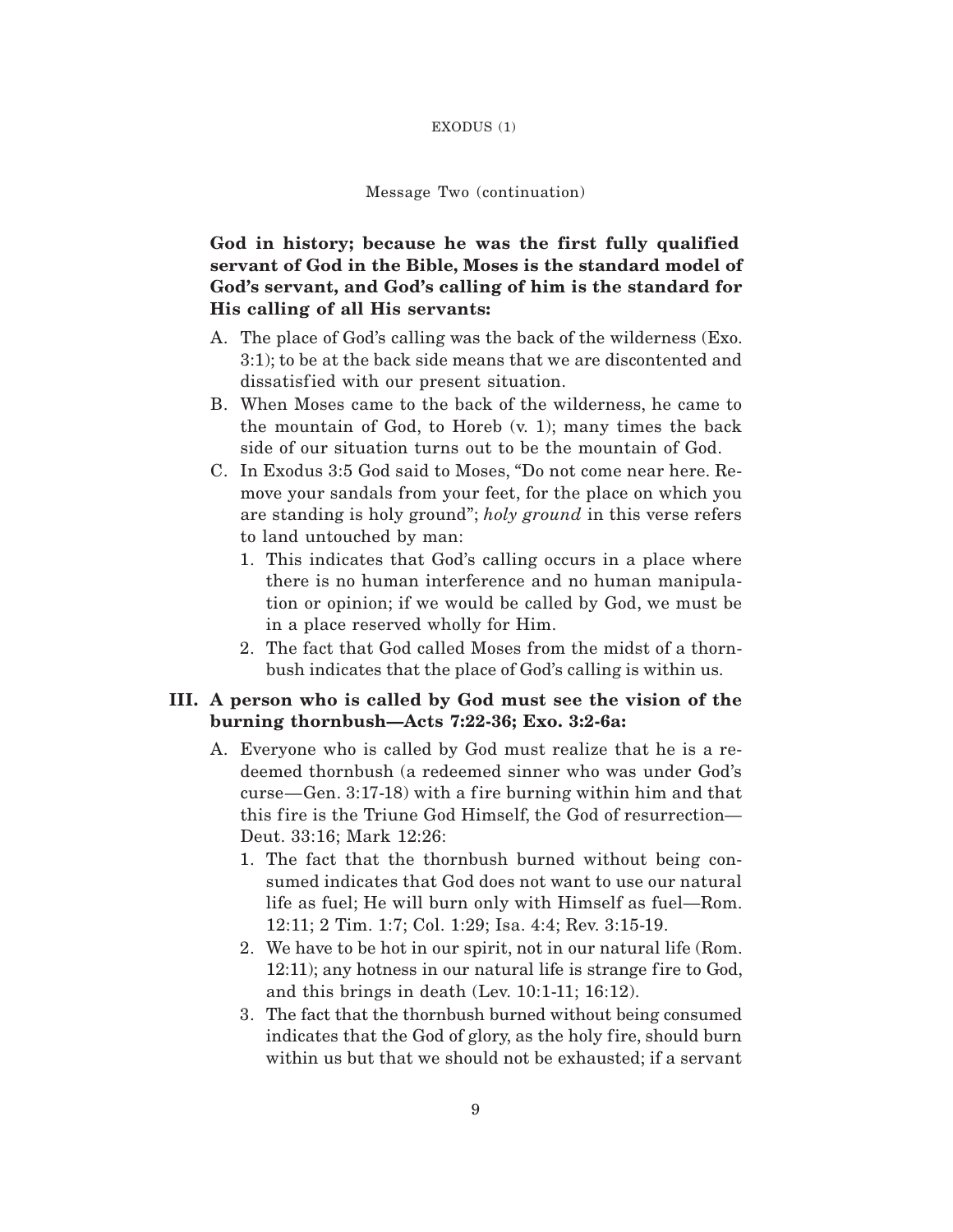**God in history; because he was the first fully qualified servant of God in the Bible, Moses is the standard model of God's servant, and God's calling of him is the standard for His calling of all His servants:**

A. The place of God's calling was the back of the wilderness (Exo. 3:1); to be at the back side means that we are discontented and dissatisfied with our present situation.

B. When Moses came to the back of the wilderness, he came to the mountain of God, to Horeb (v. 1); many times the back side of our situation turns out to be the mountain of God.

C. In Exodus 3:5 God said to Moses, "Do not come near here. Remove your sandals from your feet, for the place on which you are standing is holy ground"; *holy ground* in this verse refers to land untouched by man:

   1. This indicates that God's calling occurs in a place where there is no human interference and no human manipulation or opinion; if we would be called by God, we must be in a place reserved wholly for Him.
   2. The fact that God called Moses from the midst of a thornbush indicates that the place of God's calling is within us.

## III. A person who is called by God must see the vision of the burning thornbush—Acts 7:22-36; Exo. 3:2-6a:

A. Everyone who is called by God must realize that he is a redeemed thornbush (a redeemed sinner who was under God's curse—Gen. 3:17-18) with a fire burning within him and that this fire is the Triune God Himself, the God of resurrection—Deut. 33:16; Mark 12:26:

   1. The fact that the thornbush burned without being consumed indicates that God does not want to use our natural life as fuel; He will burn only with Himself as fuel—Rom. 12:11; 2 Tim. 1:7; Col. 1:29; Isa. 4:4; Rev. 3:15-19.
   2. We have to be hot in our spirit, not in our natural life (Rom. 12:11); any hotness in our natural life is strange fire to God, and this brings in death (Lev. 10:1-11; 16:12).
   3. The fact that the thornbush burned without being consumed indicates that the God of glory, as the holy fire, should burn within us but that we should not be exhausted; if a servant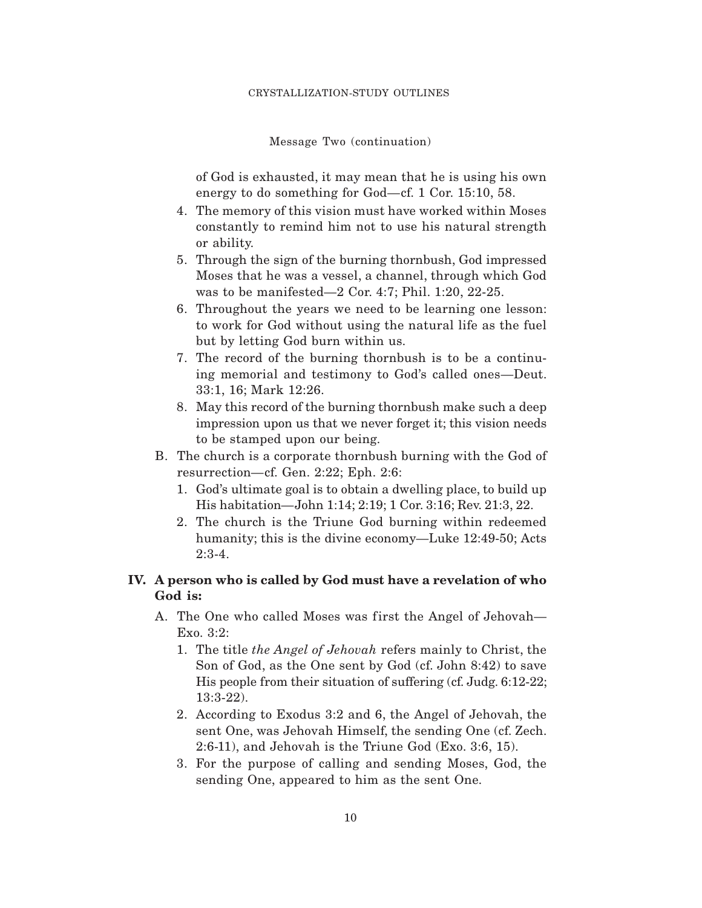Message Two (continuation)

of God is exhausted, it may mean that he is using his own energy to do something for God—cf. 1 Cor. 15:10, 58.

4. The memory of this vision must have worked within Moses constantly to remind him not to use his natural strength or ability.
5. Through the sign of the burning thornbush, God impressed Moses that he was a vessel, a channel, through which God was to be manifested—2 Cor. 4:7; Phil. 1:20, 22-25.
6. Throughout the years we need to be learning one lesson: to work for God without using the natural life as the fuel but by letting God burn within us.
7. The record of the burning thornbush is to be a continuing memorial and testimony to God's called ones—Deut. 33:1, 16; Mark 12:26.
8. May this record of the burning thornbush make such a deep impression upon us that we never forget it; this vision needs to be stamped upon our being.

B. The church is a corporate thornbush burning with the God of resurrection—cf. Gen. 2:22; Eph. 2:6:

1. God's ultimate goal is to obtain a dwelling place, to build up His habitation—John 1:14; 2:19; 1 Cor. 3:16; Rev. 21:3, 22.
2. The church is the Triune God burning within redeemed humanity; this is the divine economy—Luke 12:49-50; Acts 2:3-4.

**IV. A person who is called by God must have a revelation of who God is:**

A. The One who called Moses was first the Angel of Jehovah—Exo. 3:2:

1. The title *the Angel of Jehovah* refers mainly to Christ, the Son of God, as the One sent by God (cf. John 8:42) to save His people from their situation of suffering (cf. Judg. 6:12-22; 13:3-22).
2. According to Exodus 3:2 and 6, the Angel of Jehovah, the sent One, was Jehovah Himself, the sending One (cf. Zech. 2:6-11), and Jehovah is the Triune God (Exo. 3:6, 15).
3. For the purpose of calling and sending Moses, God, the sending One, appeared to him as the sent One.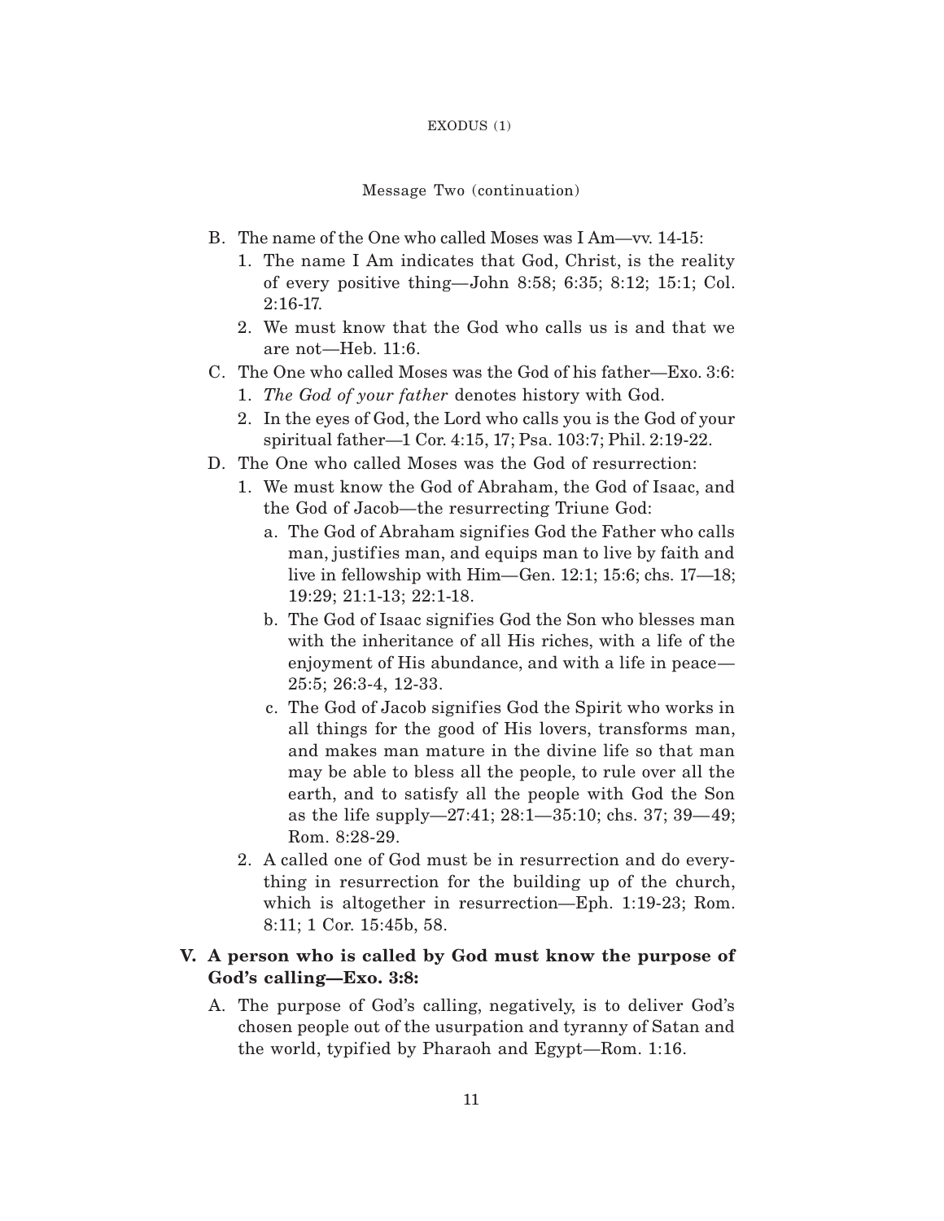Message Two (continuation)

- B. The name of the One who called Moses was I Am—vv. 14-15:
  1. The name I Am indicates that God, Christ, is the reality of every positive thing—John 8:58; 6:35; 8:12; 15:1; Col. 2:16-17.
  2. We must know that the God who calls us is and that we are not—Heb. 11:6.
- C. The One who called Moses was the God of his father—Exo. 3:6:
  1. *The God of your father* denotes history with God.
  2. In the eyes of God, the Lord who calls you is the God of your spiritual father—1 Cor. 4:15, 17; Psa. 103:7; Phil. 2:19-22.
- D. The One who called Moses was the God of resurrection:
  1. We must know the God of Abraham, the God of Isaac, and the God of Jacob—the resurrecting Triune God:
     - a. The God of Abraham signifies God the Father who calls man, justifies man, and equips man to live by faith and live in fellowship with Him—Gen. 12:1; 15:6; chs. 17—18; 19:29; 21:1-13; 22:1-18.
     - b. The God of Isaac signifies God the Son who blesses man with the inheritance of all His riches, with a life of the enjoyment of His abundance, and with a life in peace—25:5; 26:3-4, 12-33.
     - c. The God of Jacob signifies God the Spirit who works in all things for the good of His lovers, transforms man, and makes man mature in the divine life so that man may be able to bless all the people, to rule over all the earth, and to satisfy all the people with God the Son as the life supply—27:41; 28:1—35:10; chs. 37; 39—49; Rom. 8:28-29.
  2. A called one of God must be in resurrection and do everything in resurrection for the building up of the church, which is altogether in resurrection—Eph. 1:19-23; Rom. 8:11; 1 Cor. 15:45b, 58.

## V. A person who is called by God must know the purpose of God's calling—Exo. 3:8:

- A. The purpose of God's calling, negatively, is to deliver God's chosen people out of the usurpation and tyranny of Satan and the world, typified by Pharaoh and Egypt—Rom. 1:16.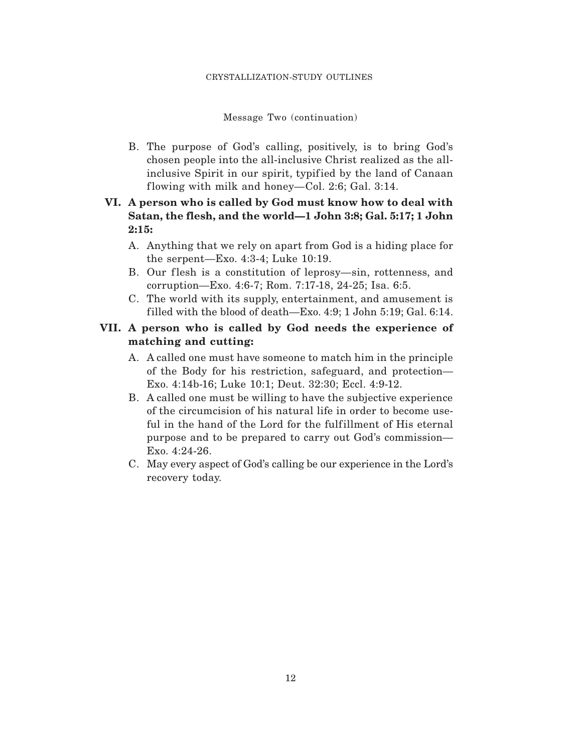Message Two (continuation)

B. The purpose of God's calling, positively, is to bring God's chosen people into the all-inclusive Christ realized as the all-inclusive Spirit in our spirit, typified by the land of Canaan flowing with milk and honey—Col. 2:6; Gal. 3:14.

**VI. A person who is called by God must know how to deal with Satan, the flesh, and the world—1 John 3:8; Gal. 5:17; 1 John 2:15:**

A. Anything that we rely on apart from God is a hiding place for the serpent—Exo. 4:3-4; Luke 10:19.

B. Our flesh is a constitution of leprosy—sin, rottenness, and corruption—Exo. 4:6-7; Rom. 7:17-18, 24-25; Isa. 6:5.

C. The world with its supply, entertainment, and amusement is filled with the blood of death—Exo. 4:9; 1 John 5:19; Gal. 6:14.

**VII. A person who is called by God needs the experience of matching and cutting:**

A. A called one must have someone to match him in the principle of the Body for his restriction, safeguard, and protection—Exo. 4:14b-16; Luke 10:1; Deut. 32:30; Eccl. 4:9-12.

B. A called one must be willing to have the subjective experience of the circumcision of his natural life in order to become useful in the hand of the Lord for the fulfillment of His eternal purpose and to be prepared to carry out God's commission—Exo. 4:24-26.

C. May every aspect of God's calling be our experience in the Lord's recovery today.